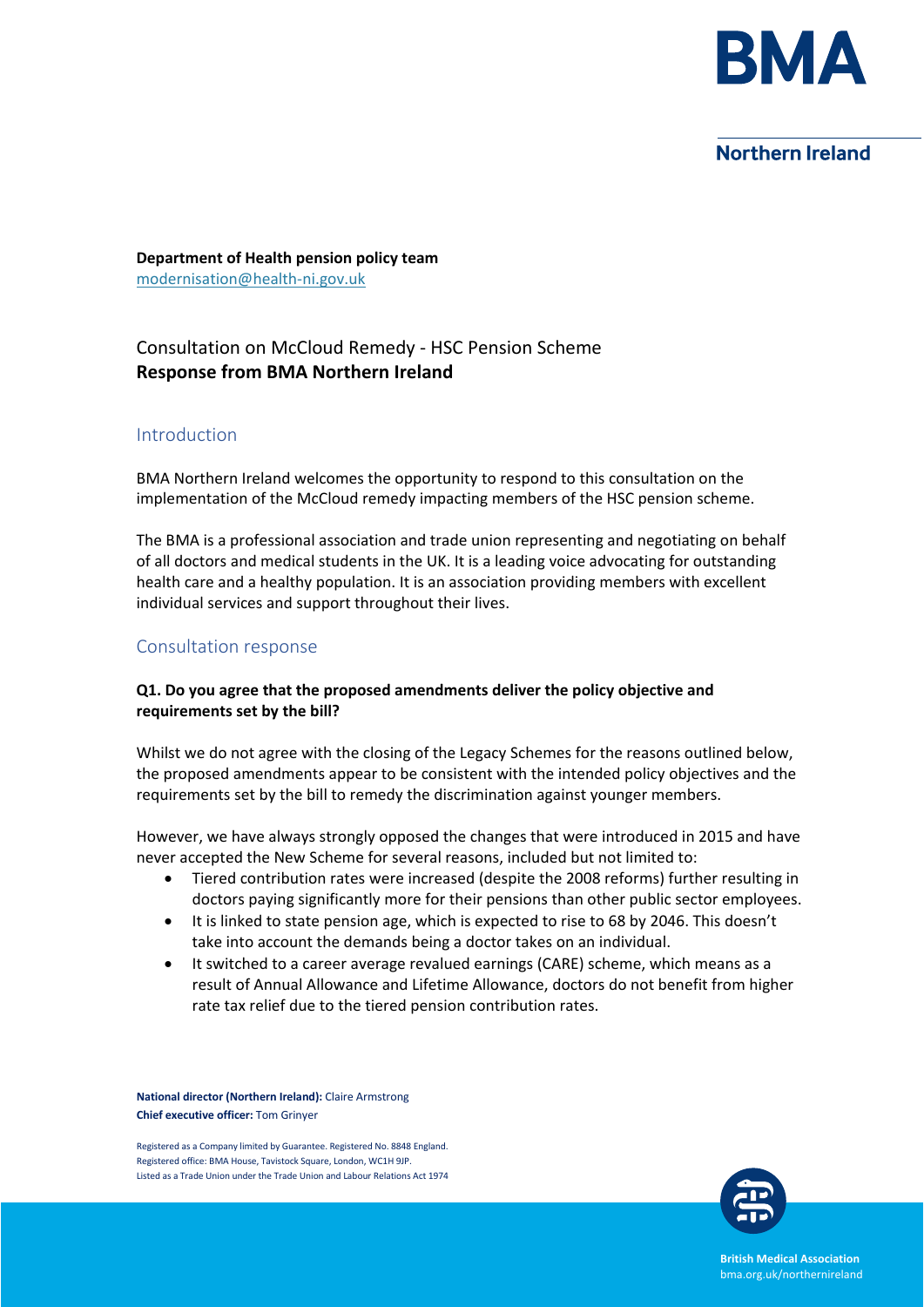**Department of Health pension policy team**
modernisation@health-ni.gov.uk

## Consultation on McCloud Remedy - HSC Pension Scheme
## **Response from BMA Northern Ireland**

### Introduction

BMA Northern Ireland welcomes the opportunity to respond to this consultation on the implementation of the McCloud remedy impacting members of the HSC pension scheme.

The BMA is a professional association and trade union representing and negotiating on behalf of all doctors and medical students in the UK. It is a leading voice advocating for outstanding health care and a healthy population. It is an association providing members with excellent individual services and support throughout their lives.

### Consultation response

**Q1. Do you agree that the proposed amendments deliver the policy objective and requirements set by the bill?**

Whilst we do not agree with the closing of the Legacy Schemes for the reasons outlined below, the proposed amendments appear to be consistent with the intended policy objectives and the requirements set by the bill to remedy the discrimination against younger members.

However, we have always strongly opposed the changes that were introduced in 2015 and have never accepted the New Scheme for several reasons, included but not limited to:

- Tiered contribution rates were increased (despite the 2008 reforms) further resulting in doctors paying significantly more for their pensions than other public sector employees.
- It is linked to state pension age, which is expected to rise to 68 by 2046. This doesn't take into account the demands being a doctor takes on an individual.
- It switched to a career average revalued earnings (CARE) scheme, which means as a result of Annual Allowance and Lifetime Allowance, doctors do not benefit from higher rate tax relief due to the tiered pension contribution rates.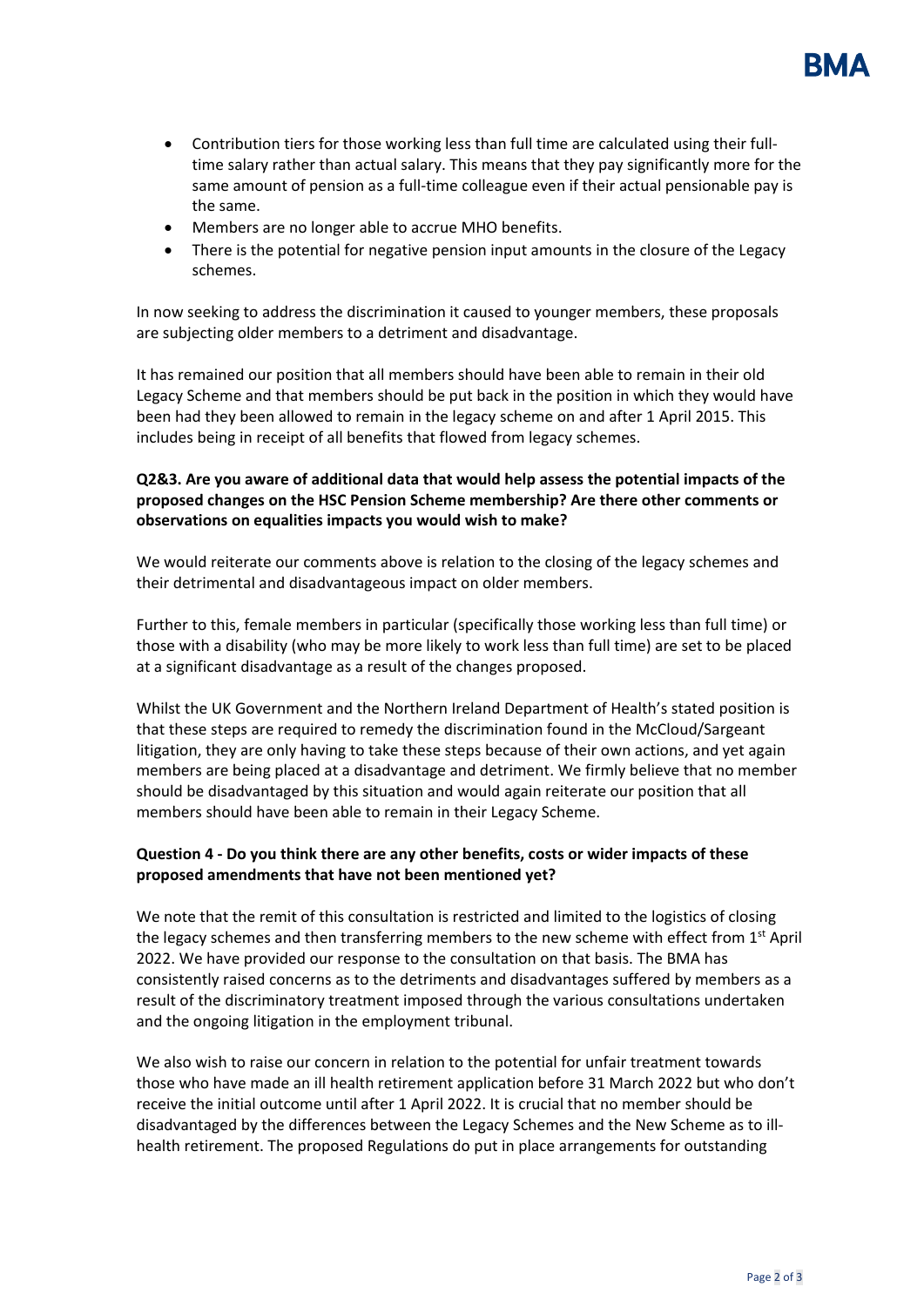- Contribution tiers for those working less than full time are calculated using their full-time salary rather than actual salary. This means that they pay significantly more for the same amount of pension as a full-time colleague even if their actual pensionable pay is the same.
- Members are no longer able to accrue MHO benefits.
- There is the potential for negative pension input amounts in the closure of the Legacy schemes.

In now seeking to address the discrimination it caused to younger members, these proposals are subjecting older members to a detriment and disadvantage.

It has remained our position that all members should have been able to remain in their old Legacy Scheme and that members should be put back in the position in which they would have been had they been allowed to remain in the legacy scheme on and after 1 April 2015. This includes being in receipt of all benefits that flowed from legacy schemes.

**Q2&3. Are you aware of additional data that would help assess the potential impacts of the proposed changes on the HSC Pension Scheme membership? Are there other comments or observations on equalities impacts you would wish to make?**

We would reiterate our comments above is relation to the closing of the legacy schemes and their detrimental and disadvantageous impact on older members.

Further to this, female members in particular (specifically those working less than full time) or those with a disability (who may be more likely to work less than full time) are set to be placed at a significant disadvantage as a result of the changes proposed.

Whilst the UK Government and the Northern Ireland Department of Health's stated position is that these steps are required to remedy the discrimination found in the McCloud/Sargeant litigation, they are only having to take these steps because of their own actions, and yet again members are being placed at a disadvantage and detriment. We firmly believe that no member should be disadvantaged by this situation and would again reiterate our position that all members should have been able to remain in their Legacy Scheme.

**Question 4 - Do you think there are any other benefits, costs or wider impacts of these proposed amendments that have not been mentioned yet?**

We note that the remit of this consultation is restricted and limited to the logistics of closing the legacy schemes and then transferring members to the new scheme with effect from 1st April 2022. We have provided our response to the consultation on that basis. The BMA has consistently raised concerns as to the detriments and disadvantages suffered by members as a result of the discriminatory treatment imposed through the various consultations undertaken and the ongoing litigation in the employment tribunal.

We also wish to raise our concern in relation to the potential for unfair treatment towards those who have made an ill health retirement application before 31 March 2022 but who don't receive the initial outcome until after 1 April 2022. It is crucial that no member should be disadvantaged by the differences between the Legacy Schemes and the New Scheme as to ill-health retirement. The proposed Regulations do put in place arrangements for outstanding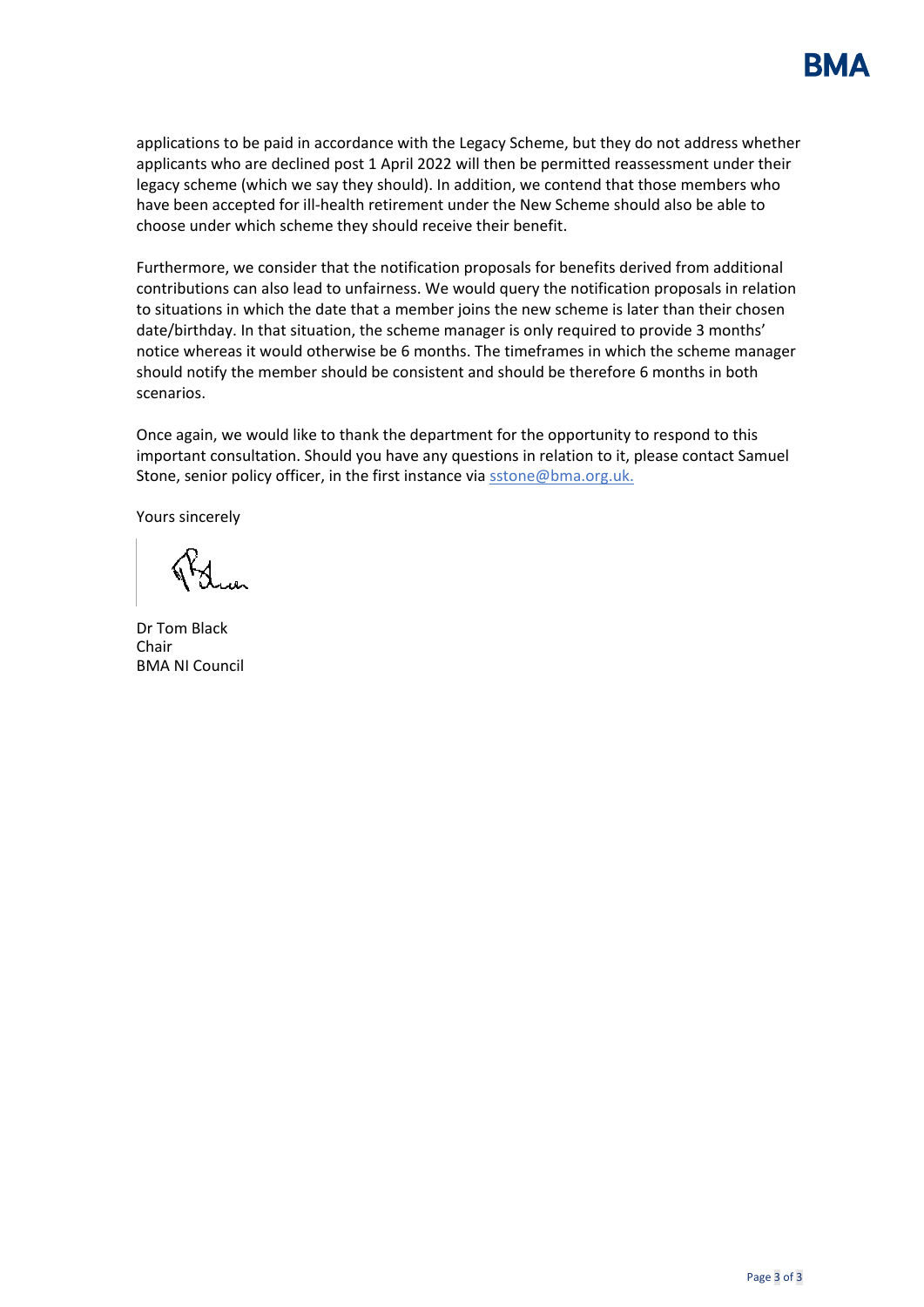applications to be paid in accordance with the Legacy Scheme, but they do not address whether applicants who are declined post 1 April 2022 will then be permitted reassessment under their legacy scheme (which we say they should). In addition, we contend that those members who have been accepted for ill-health retirement under the New Scheme should also be able to choose under which scheme they should receive their benefit.

Furthermore, we consider that the notification proposals for benefits derived from additional contributions can also lead to unfairness. We would query the notification proposals in relation to situations in which the date that a member joins the new scheme is later than their chosen date/birthday. In that situation, the scheme manager is only required to provide 3 months' notice whereas it would otherwise be 6 months. The timeframes in which the scheme manager should notify the member should be consistent and should be therefore 6 months in both scenarios.

Once again, we would like to thank the department for the opportunity to respond to this important consultation. Should you have any questions in relation to it, please contact Samuel Stone, senior policy officer, in the first instance via sstone@bma.org.uk.

Yours sincerely

Dr Tom Black
Chair
BMA NI Council